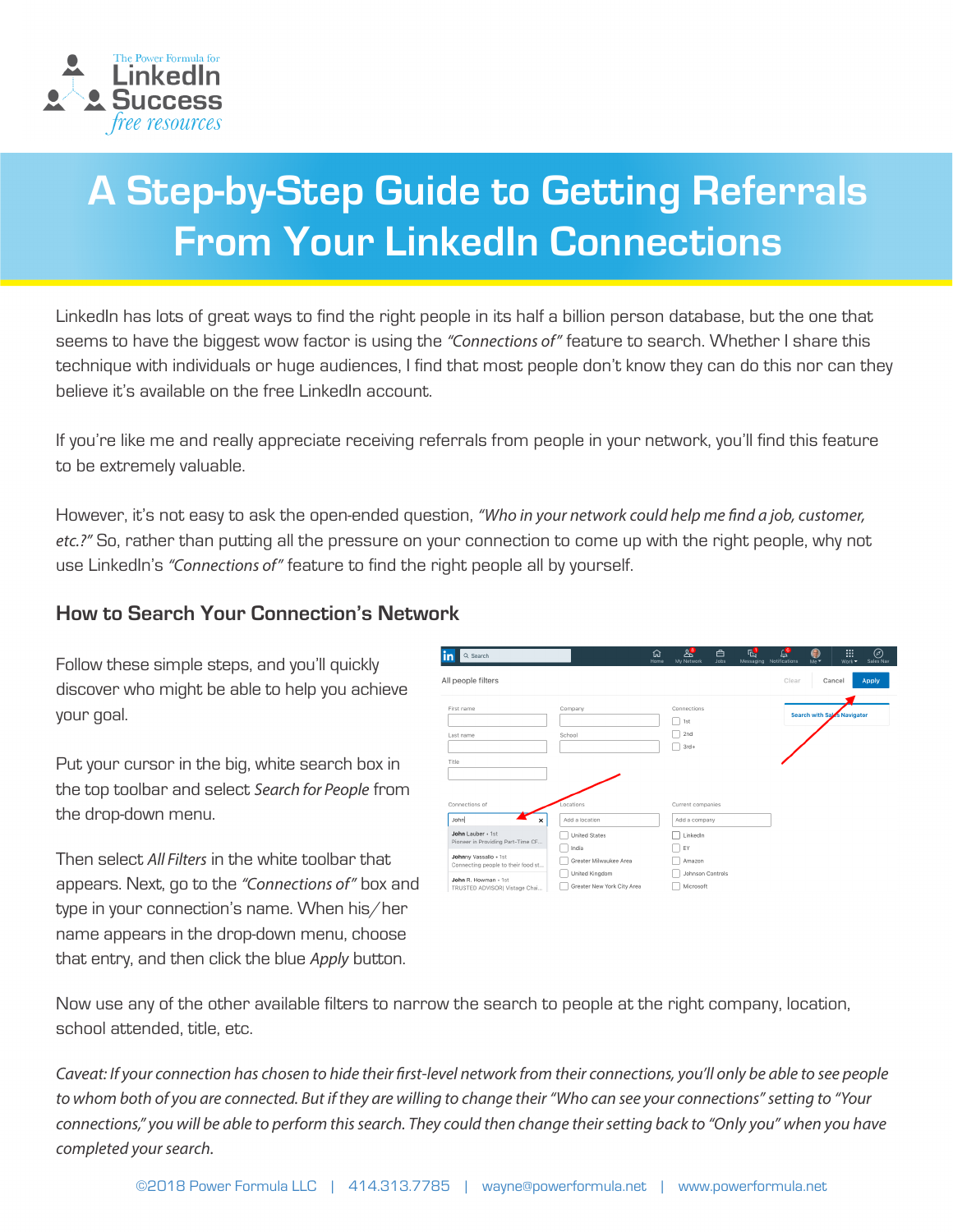The Power Formula for LinkedIn Success *free resources*

# A Step-by-Step Guide to Getting Referrals From Your LinkedIn Connections

LinkedIn has lots of great ways to find the right people in its half a billion person database, but the one that seems to have the biggest wow factor is using the *"Connections of"* feature to search. Whether I share this technique with individuals or huge audiences, I find that most people don't know they can do this nor can they believe it's available on the free LinkedIn account.

If you're like me and really appreciate receiving referrals from people in your network, you'll find this feature to be extremely valuable.

However, it's not easy to ask the open-ended question, *"Who in your network could help me find a job, customer, etc.?"* So, rather than putting all the pressure on your connection to come up with the right people, why not use LinkedIn's *"Connections of"* feature to find the right people all by yourself.

## How to Search Your Connection's Network

Follow these simple steps, and you'll quickly discover who might be able to help you achieve your goal.

Put your cursor in the big, white search box in the top toolbar and select *Search for People* from the drop-down menu.

Then select *All Filters* in the white toolbar that appears. Next, go to the *"Connections of"* box and type in your connection's name. When his/her name appears in the drop-down menu, choose that entry, and then click the blue *Apply* button.

Now use any of the other available filters to narrow the search to people at the right company, location, school attended, title, etc.

*Caveat: If your connection has chosen to hide their first-level network from their connections, you'll only be able to see people to whom both of you are connected. But if they are willing to change their "Who can see your connections" setting to "Your connections," you will be able to perform this search. They could then change their setting back to "Only you" when you have completed your search.*

©2018 Power Formula LLC | 414.313.7785 | wayne@powerformula.net | www.powerformula.net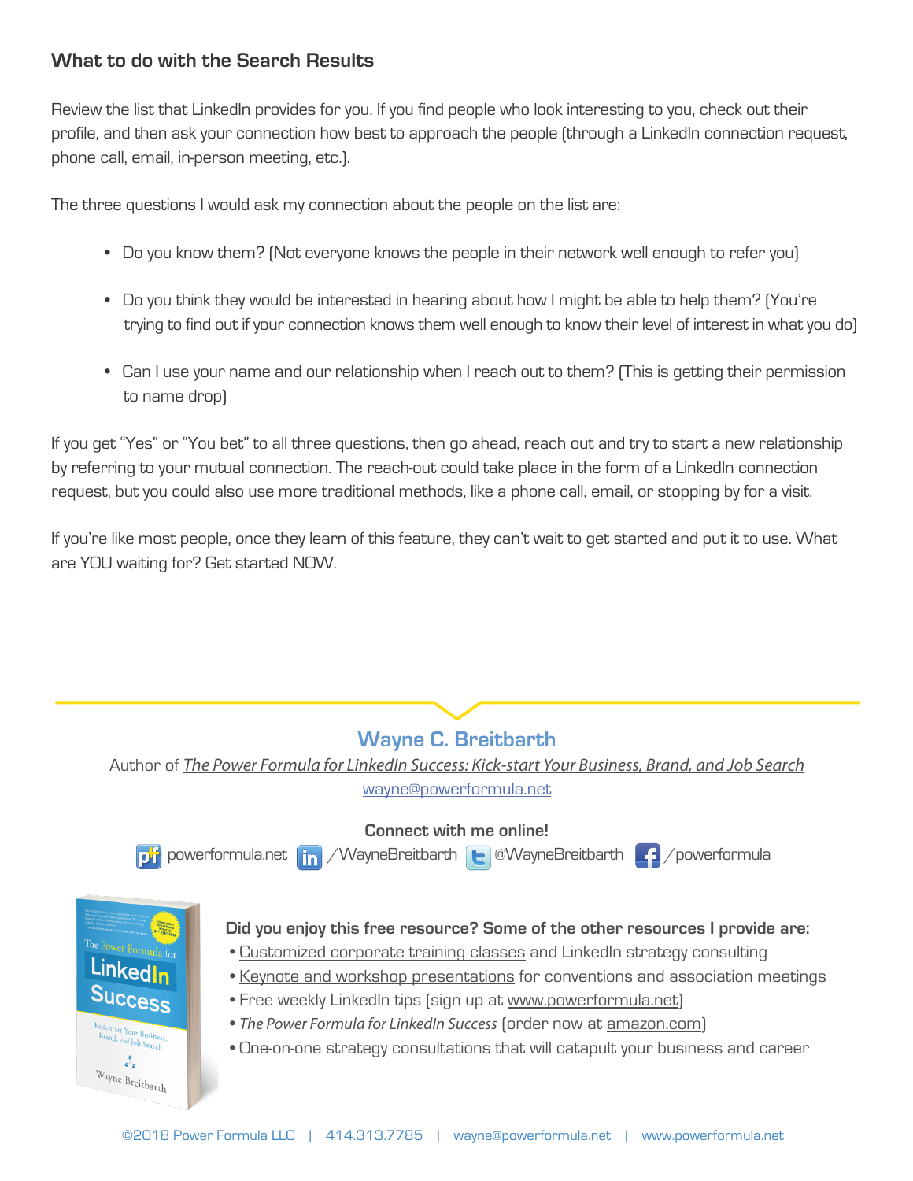## What to do with the Search Results

Review the list that LinkedIn provides for you. If you find people who look interesting to you, check out their profile, and then ask your connection how best to approach the people (through a LinkedIn connection request, phone call, email, in-person meeting, etc.).

The three questions I would ask my connection about the people on the list are:

- Do you know them? (Not everyone knows the people in their network well enough to refer you)
- Do you think they would be interested in hearing about how I might be able to help them? (You're trying to find out if your connection knows them well enough to know their level of interest in what you do)
- Can I use your name and our relationship when I reach out to them? (This is getting their permission to name drop)

If you get "Yes" or "You bet" to all three questions, then go ahead, reach out and try to start a new relationship by referring to your mutual connection. The reach-out could take place in the form of a LinkedIn connection request, but you could also use more traditional methods, like a phone call, email, or stopping by for a visit.

If you're like most people, once they learn of this feature, they can't wait to get started and put it to use. What are YOU waiting for? Get started NOW.

**Wayne C. Breitbarth**

Author of *The Power Formula for LinkedIn Success: Kick-start Your Business, Brand, and Job Search*

wayne@powerformula.net

**Connect with me online!**

powerformula.net /WayneBreitbarth @WayneBreitbarth /powerformula

**Did you enjoy this free resource? Some of the other resources I provide are:**

- Customized corporate training classes and LinkedIn strategy consulting
- Keynote and workshop presentations for conventions and association meetings
- Free weekly LinkedIn tips (sign up at www.powerformula.net)
- *The Power Formula for LinkedIn Success* (order now at amazon.com)
- One-on-one strategy consultations that will catapult your business and career

©2018 Power Formula LLC | 414.313.7785 | wayne@powerformula.net | www.powerformula.net